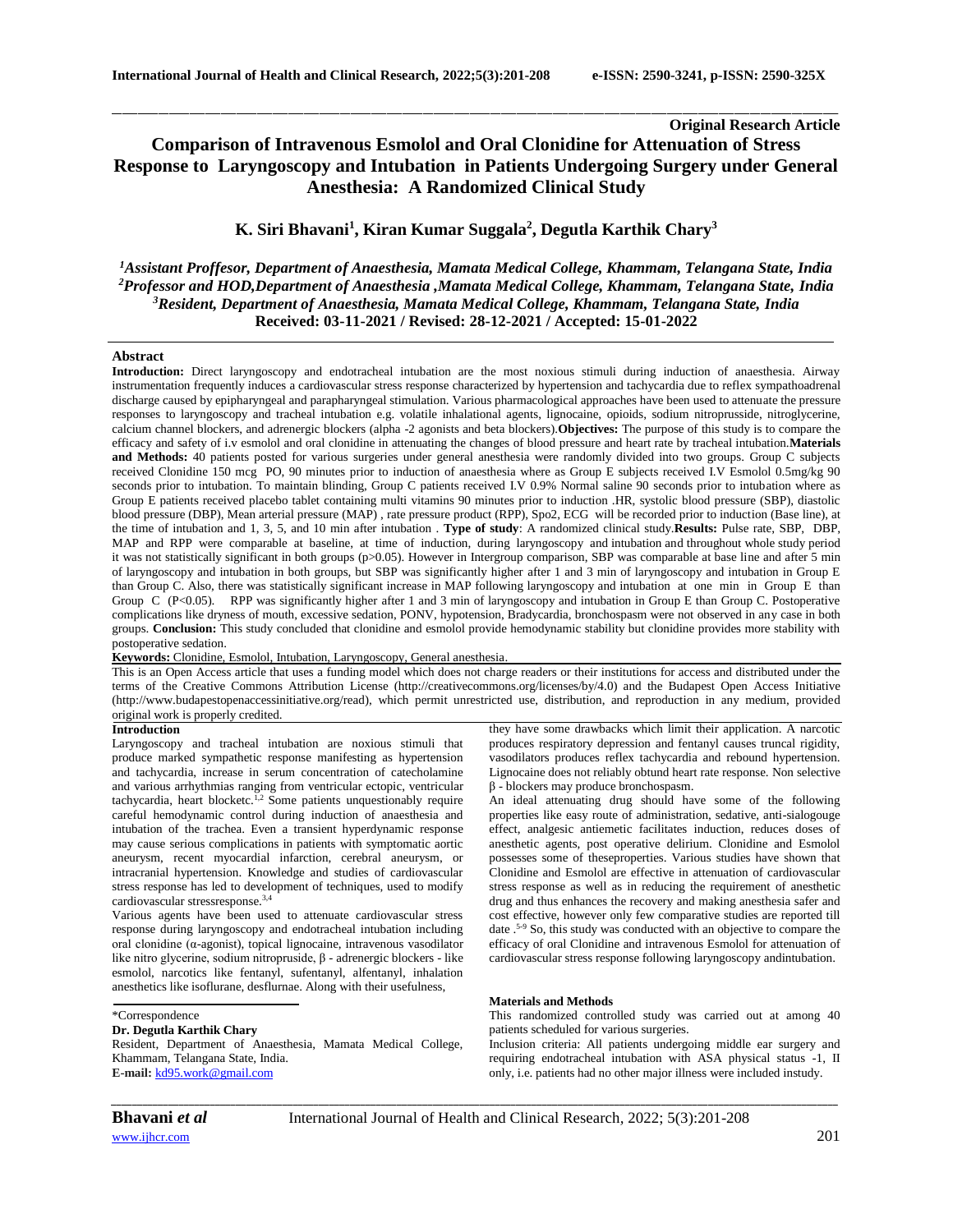**Original Research Article**

# Comparison of Intravenous Esmolol and Oral Clonidine for Attenuation of Stress Response to Laryngoscopy and Intubation in Patients Undergoing Surgery under General Anesthesia: A Randomized Clinical Study

**K. Siri Bhavani[1], Kiran Kumar Suggala[2], Degutla Karthik Chary[3]**

*[1]Assistant Proffesor, Department of Anaesthesia, Mamata Medical College, Khammam, Telangana State, India*
*[2]Professor and HOD,Department of Anaesthesia ,Mamata Medical College, Khammam, Telangana State, India*
*[3]Resident, Department of Anaesthesia, Mamata Medical College, Khammam, Telangana State, India*
**Received: 03-11-2021 / Revised: 28-12-2021 / Accepted: 15-01-2022**

## Abstract

**Introduction:** Direct laryngoscopy and endotracheal intubation are the most noxious stimuli during induction of anaesthesia. Airway instrumentation frequently induces a cardiovascular stress response characterized by hypertension and tachycardia due to reflex sympathoadrenal discharge caused by epipharyngeal and parapharyngeal stimulation. Various pharmacological approaches have been used to attenuate the pressure responses to laryngoscopy and tracheal intubation e.g. volatile inhalational agents, lignocaine, opioids, sodium nitroprusside, nitroglycerine, calcium channel blockers, and adrenergic blockers (alpha -2 agonists and beta blockers).**Objectives:** The purpose of this study is to compare the efficacy and safety of i.v esmolol and oral clonidine in attenuating the changes of blood pressure and heart rate by tracheal intubation.**Materials and Methods:** 40 patients posted for various surgeries under general anesthesia were randomly divided into two groups. Group C subjects received Clonidine 150 mcg PO, 90 minutes prior to induction of anaesthesia where as Group E subjects received I.V Esmolol 0.5mg/kg 90 seconds prior to intubation. To maintain blinding, Group C patients received I.V 0.9% Normal saline 90 seconds prior to intubation where as Group E patients received placebo tablet containing multi vitamins 90 minutes prior to induction .HR, systolic blood pressure (SBP), diastolic blood pressure (DBP), Mean arterial pressure (MAP) , rate pressure product (RPP), Spo2, ECG will be recorded prior to induction (Base line), at the time of intubation and 1, 3, 5, and 10 min after intubation . **Type of study**: A randomized clinical study.**Results:** Pulse rate, SBP, DBP, MAP and RPP were comparable at baseline, at time of induction, during laryngoscopy and intubation and throughout whole study period it was not statistically significant in both groups (p>0.05). However in Intergroup comparison, SBP was comparable at base line and after 5 min of laryngoscopy and intubation in both groups, but SBP was significantly higher after 1 and 3 min of laryngoscopy and intubation in Group E than Group C. Also, there was statistically significant increase in MAP following laryngoscopy and intubation at one min in Group E than Group C (P<0.05). RPP was significantly higher after 1 and 3 min of laryngoscopy and intubation in Group E than Group C. Postoperative complications like dryness of mouth, excessive sedation, PONV, hypotension, Bradycardia, bronchospasm were not observed in any case in both groups. **Conclusion:** This study concluded that clonidine and esmolol provide hemodynamic stability but clonidine provides more stability with postoperative sedation.

**Keywords:** Clonidine, Esmolol, Intubation, Laryngoscopy, General anesthesia.

This is an Open Access article that uses a funding model which does not charge readers or their institutions for access and distributed under the terms of the Creative Commons Attribution License (http://creativecommons.org/licenses/by/4.0) and the Budapest Open Access Initiative (http://www.budapestopenaccessinitiative.org/read), which permit unrestricted use, distribution, and reproduction in any medium, provided original work is properly credited.

## Introduction

Laryngoscopy and tracheal intubation are noxious stimuli that produce marked sympathetic response manifesting as hypertension and tachycardia, increase in serum concentration of catecholamine and various arrhythmias ranging from ventricular ectopic, ventricular tachycardia, heart blocketc.[1,2] Some patients unquestionably require careful hemodynamic control during induction of anaesthesia and intubation of the trachea. Even a transient hyperdynamic response may cause serious complications in patients with symptomatic aortic aneurysm, recent myocardial infarction, cerebral aneurysm, or intracranial hypertension. Knowledge and studies of cardiovascular stress response has led to development of techniques, used to modify cardiovascular stressresponse.[3,4]

Various agents have been used to attenuate cardiovascular stress response during laryngoscopy and endotracheal intubation including oral clonidine (α-agonist), topical lignocaine, intravenous vasodilator like nitro glycerine, sodium nitropruside, β - adrenergic blockers - like esmolol, narcotics like fentanyl, sufentanyl, alfentanyl, inhalation anesthetics like isoflurane, desflurnae. Along with their usefulness, they have some drawbacks which limit their application. A narcotic produces respiratory depression and fentanyl causes truncal rigidity, vasodilators produces reflex tachycardia and rebound hypertension. Lignocaine does not reliably obtund heart rate response. Non selective β - blockers may produce bronchospasm.

An ideal attenuating drug should have some of the following properties like easy route of administration, sedative, anti-sialogouge effect, analgesic antiemetic facilitates induction, reduces doses of anesthetic agents, post operative delirium. Clonidine and Esmolol possesses some of theseproperties. Various studies have shown that Clonidine and Esmolol are effective in attenuation of cardiovascular stress response as well as in reducing the requirement of anesthetic drug and thus enhances the recovery and making anesthesia safer and cost effective, however only few comparative studies are reported till date .[5-9] So, this study was conducted with an objective to compare the efficacy of oral Clonidine and intravenous Esmolol for attenuation of cardiovascular stress response following laryngoscopy andintubation.

\*Correspondence
**Dr. Degutla Karthik Chary**
Resident, Department of Anaesthesia, Mamata Medical College, Khammam, Telangana State, India.
**E-mail:** kd95.work@gmail.com

## Materials and Methods

This randomized controlled study was carried out at among 40 patients scheduled for various surgeries.

Inclusion criteria: All patients undergoing middle ear surgery and requiring endotracheal intubation with ASA physical status -1, II only, i.e. patients had no other major illness were included instudy.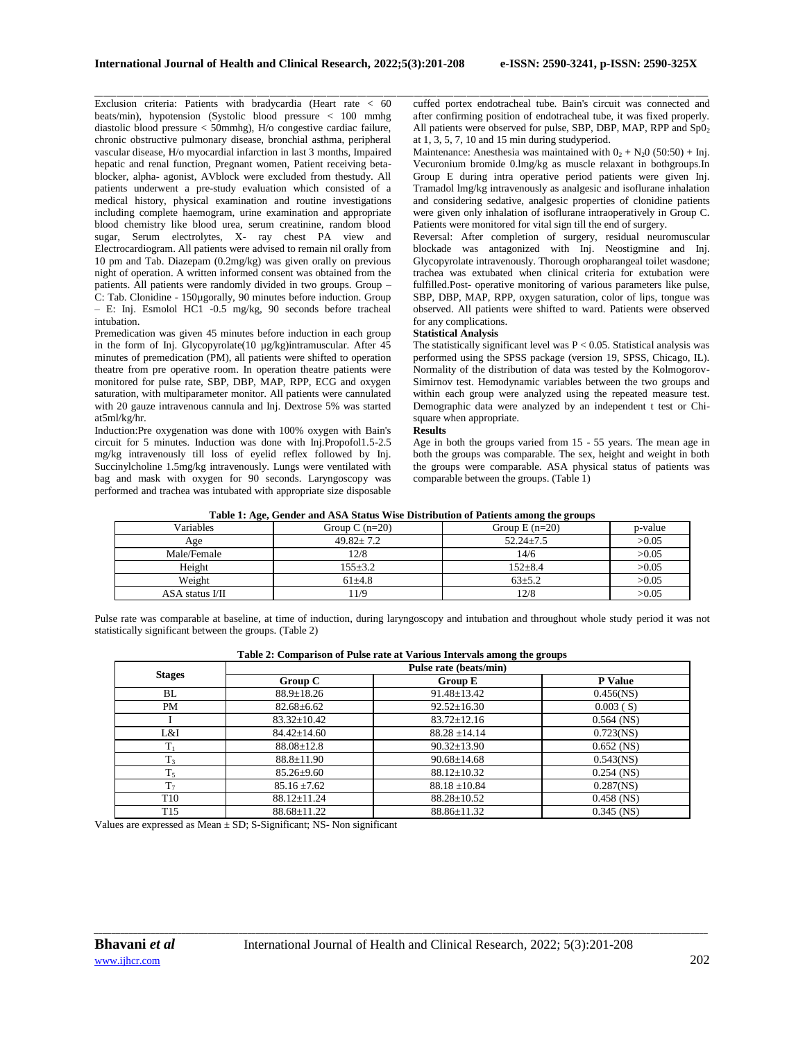Exclusion criteria: Patients with bradycardia (Heart rate < 60 beats/min), hypotension (Systolic blood pressure < 100 mmhg diastolic blood pressure < 50mmhg), H/o congestive cardiac failure, chronic obstructive pulmonary disease, bronchial asthma, peripheral vascular disease, H/o myocardial infarction in last 3 months, Impaired hepatic and renal function, Pregnant women, Patient receiving beta-blocker, alpha- agonist, AVblock were excluded from thestudy. All patients underwent a pre-study evaluation which consisted of a medical history, physical examination and routine investigations including complete haemogram, urine examination and appropriate blood chemistry like blood urea, serum creatinine, random blood sugar, Serum electrolytes, X- ray chest PA view and Electrocardiogram. All patients were advised to remain nil orally from 10 pm and Tab. Diazepam (0.2mg/kg) was given orally on previous night of operation. A written informed consent was obtained from the patients. All patients were randomly divided in two groups. Group – C: Tab. Clonidine - 150µgorally, 90 minutes before induction. Group – E: Inj. Esmolol HC1 -0.5 mg/kg, 90 seconds before tracheal intubation.

Premedication was given 45 minutes before induction in each group in the form of Inj. Glycopyrolate(10 µg/kg)intramuscular. After 45 minutes of premedication (PM), all patients were shifted to operation theatre from pre operative room. In operation theatre patients were monitored for pulse rate, SBP, DBP, MAP, RPP, ECG and oxygen saturation, with multiparameter monitor. All patients were cannulated with 20 gauze intravenous cannula and Inj. Dextrose 5% was started at5ml/kg/hr.

Induction:Pre oxygenation was done with 100% oxygen with Bain's circuit for 5 minutes. Induction was done with Inj.Propofol1.5-2.5 mg/kg intravenously till loss of eyelid reflex followed by Inj. Succinylcholine 1.5mg/kg intravenously. Lungs were ventilated with bag and mask with oxygen for 90 seconds. Laryngoscopy was performed and trachea was intubated with appropriate size disposable cuffed portex endotracheal tube. Bain's circuit was connected and after confirming position of endotracheal tube, it was fixed properly. All patients were observed for pulse, SBP, DBP, MAP, RPP and $SpO_2$ at 1, 3, 5, 7, 10 and 15 min during studyperiod.

Maintenance: Anesthesia was maintained with $O_2$ + $N_2O$ (50:50) + Inj. Vecuronium bromide 0.lmg/kg as muscle relaxant in bothgroups.In Group E during intra operative period patients were given Inj. Tramadol lmg/kg intravenously as analgesic and isoflurane inhalation and considering sedative, analgesic properties of clonidine patients were given only inhalation of isoflurane intraoperatively in Group C. Patients were monitored for vital sign till the end of surgery.

Reversal: After completion of surgery, residual neuromuscular blockade was antagonized with Inj. Neostigmine and Inj. Glycopyrolate intravenously. Thorough oropharangeal toilet wasdone; trachea was extubated when clinical criteria for extubation were fulfilled.Post- operative monitoring of various parameters like pulse, SBP, DBP, MAP, RPP, oxygen saturation, color of lips, tongue was observed. All patients were shifted to ward. Patients were observed for any complications.

**Statistical Analysis**

The statistically significant level was $P < 0.05$. Statistical analysis was performed using the SPSS package (version 19, SPSS, Chicago, IL). Normality of the distribution of data was tested by the Kolmogorov-Simirnov test. Hemodynamic variables between the two groups and within each group were analyzed using the repeated measure test. Demographic data were analyzed by an independent t test or Chi-square when appropriate.

**Results**

Age in both the groups varied from 15 - 55 years. The mean age in both the groups was comparable. The sex, height and weight in both the groups were comparable. ASA physical status of patients was comparable between the groups. (Table 1)

**Table 1: Age, Gender and ASA Status Wise Distribution of Patients among the groups**

| Variables | Group C (n=20) | Group E (n=20) | p-value |
|---|---|---|---|
| Age | 49.82± 7.2 | 52.24±7.5 | >0.05 |
| Male/Female | 12/8 | 14/6 | >0.05 |
| Height | 155±3.2 | 152±8.4 | >0.05 |
| Weight | 61±4.8 | 63±5.2 | >0.05 |
| ASA status I/II | 11/9 | 12/8 | >0.05 |

Pulse rate was comparable at baseline, at time of induction, during laryngoscopy and intubation and throughout whole study period it was not statistically significant between the groups. (Table 2)

**Table 2: Comparison of Pulse rate at Various Intervals among the groups**

| Stages | Pulse rate (beats/min) | | |
|---|---|---|---|
| | **Group C** | **Group E** | **P Value** |
| BL | 88.9±18.26 | 91.48±13.42 | 0.456(NS) |
| PM | 82.68±6.62 | 92.52±16.30 | 0.003 ( S) |
| I | 83.32±10.42 | 83.72±12.16 | 0.564 (NS) |
| L&I | 84.42±14.60 | 88.28 ±14.14 | 0.723(NS) |
| $T_1$ | 88.08±12.8 | 90.32±13.90 | 0.652 (NS) |
| $T_3$ | 88.8±11.90 | 90.68±14.68 | 0.543(NS) |
| $T_5$ | 85.26±9.60 | 88.12±10.32 | 0.254 (NS) |
| $T_7$ | 85.16 ±7.62 | 88.18 ±10.84 | 0.287(NS) |
| T10 | 88.12±11.24 | 88.28±10.52 | 0.458 (NS) |
| T15 | 88.68±11.22 | 88.86±11.32 | 0.345 (NS) |

Values are expressed as Mean ± SD; S-Significant; NS- Non significant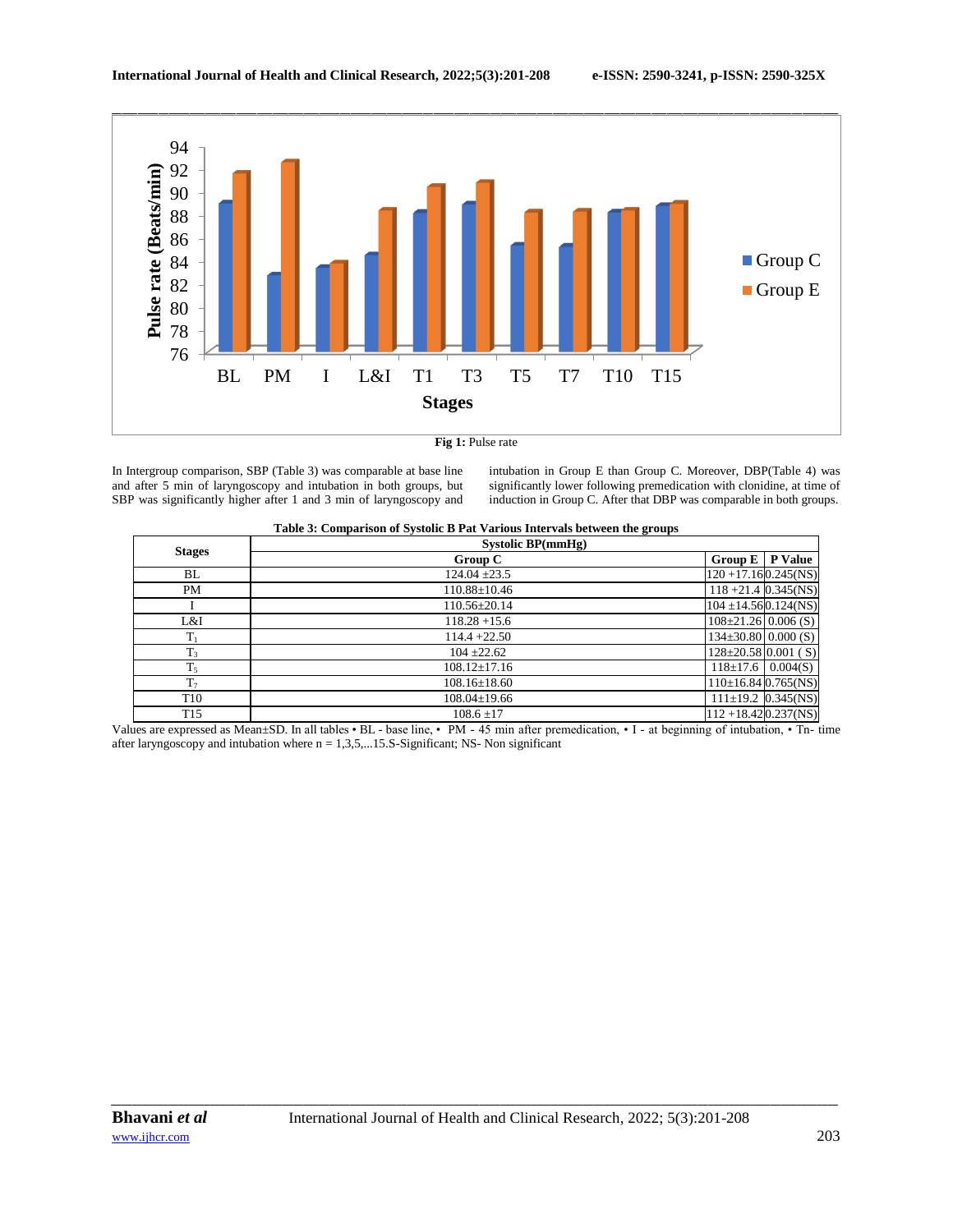Fig 1: Pulse rate

In Intergroup comparison, SBP (Table 3) was comparable at base line and after 5 min of laryngoscopy and intubation in both groups, but SBP was significantly higher after 1 and 3 min of laryngoscopy and intubation in Group E than Group C. Moreover, DBP(Table 4) was significantly lower following premedication with clonidine, at time of induction in Group C. After that DBP was comparable in both groups.

**Table 3: Comparison of Systolic B Pat Various Intervals between the groups**

| Stages | Systolic BP(mmHg) | | |
|---|---|---|---|
| | Group C | Group E | P Value |
| BL | 124.04 ±23.5 | 120 +17.16 | 0.245(NS) |
| PM | 110.88±10.46 | 118 +21.4 | 0.345(NS) |
| I | 110.56±20.14 | 104 ±14.56 | 0.124(NS) |
| L&I | 118.28 +15.6 | 108±21.26 | 0.006 (S) |
| $T_1$ | 114.4 +22.50 | 134±30.80 | 0.000 (S) |
| $T_3$ | 104 ±22.62 | 128±20.58 | 0.001 ( S) |
| $T_5$ | 108.12±17.16 | 118±17.6 | 0.004(S) |
| $T_7$ | 108.16±18.60 | 110±16.84 | 0.765(NS) |
| T10 | 108.04±19.66 | 111±19.2 | 0.345(NS) |
| T15 | 108.6 ±17 | 112 +18.42 | 0.237(NS) |

Values are expressed as Mean±SD. In all tables • BL - base line, • PM - 45 min after premedication, • I - at beginning of intubation, • Tn- time after laryngoscopy and intubation where n = 1,3,5,...15.S-Significant; NS- Non significant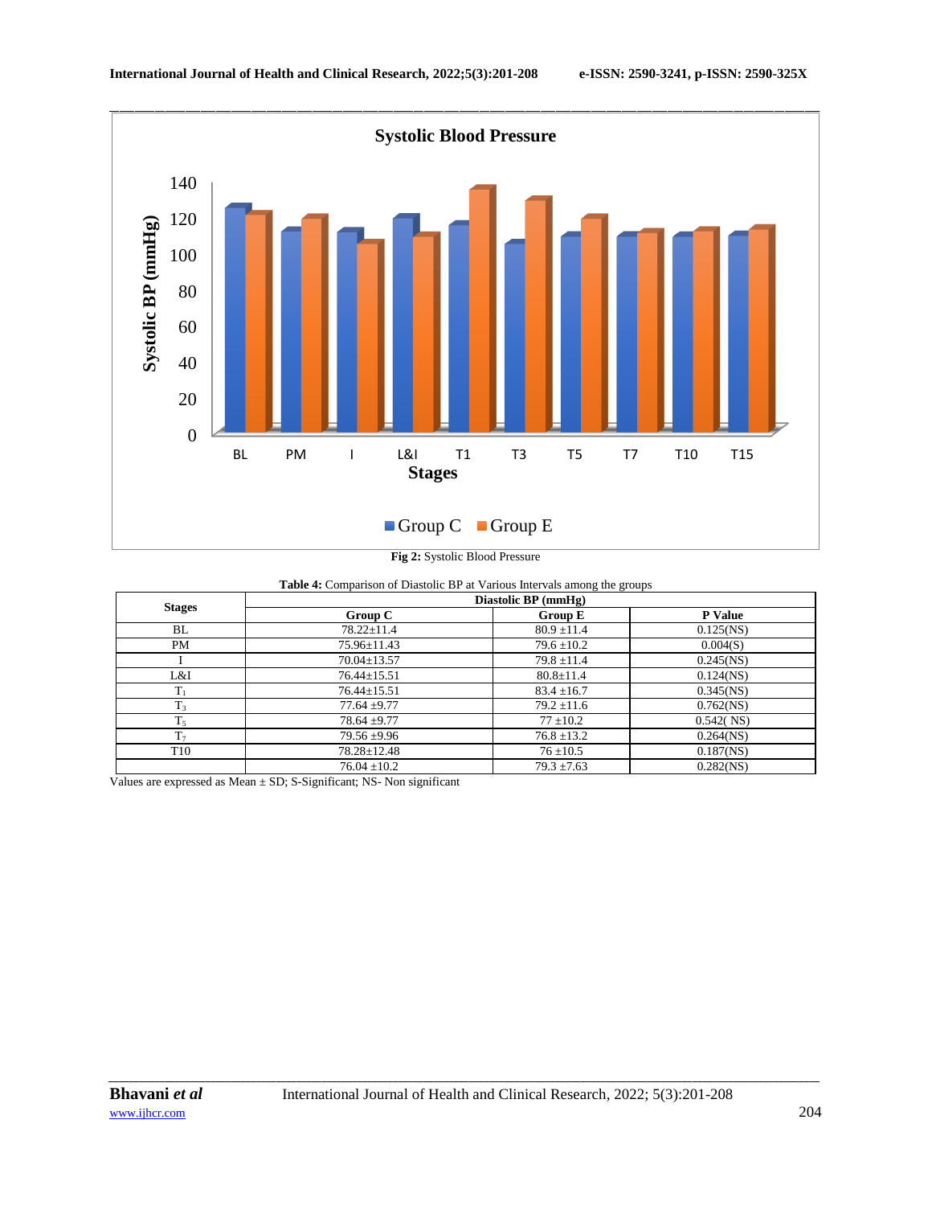Fig 2: Systolic Blood Pressure

**Table 4:** Comparison of Diastolic BP at Various Intervals among the groups

| Stages | Diastolic BP (mmHg) | | |
|---|---|---|---|
| | Group C | Group E | P Value |
| BL | 78.22±11.4 | 80.9 ±11.4 | 0.125(NS) |
| PM | 75.96±11.43 | 79.6 ±10.2 | 0.004(S) |
| I | 70.04±13.57 | 79.8 ±11.4 | 0.245(NS) |
| L&I | 76.44±15.51 | 80.8±11.4 | 0.124(NS) |
| $T_1$ | 76.44±15.51 | 83.4 ±16.7 | 0.345(NS) |
| $T_3$ | 77.64 ±9.77 | 79.2 ±11.6 | 0.762(NS) |
| $T_5$ | 78.64 ±9.77 | 77 ±10.2 | 0.542( NS) |
| $T_7$ | 79.56 ±9.96 | 76.8 ±13.2 | 0.264(NS) |
| T10 | 78.28±12.48 | 76 ±10.5 | 0.187(NS) |
| | 76.04 ±10.2 | 79.3 ±7.63 | 0.282(NS) |

Values are expressed as Mean ± SD; S-Significant; NS- Non significant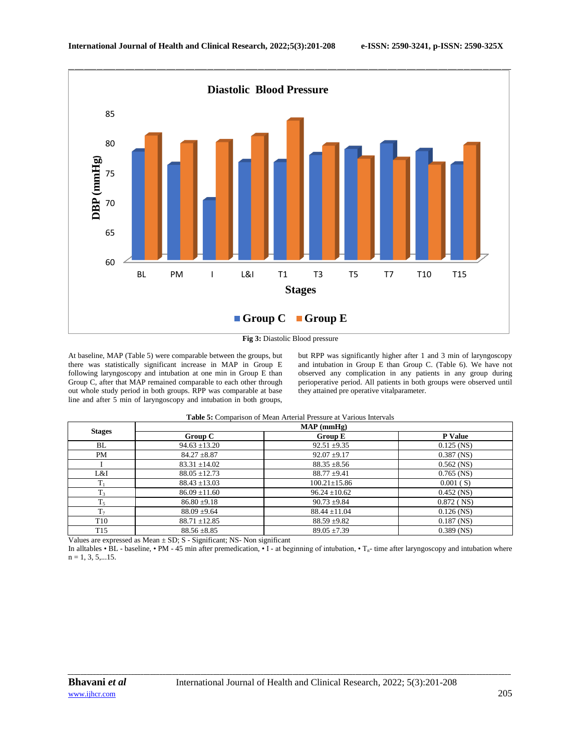Fig 3: Diastolic Blood pressure

At baseline, MAP (Table 5) were comparable between the groups, but there was statistically significant increase in MAP in Group E following laryngoscopy and intubation at one min in Group E than Group C, after that MAP remained comparable to each other through out whole study period in both groups. RPP was comparable at base line and after 5 min of laryngoscopy and intubation in both groups, but RPP was significantly higher after 1 and 3 min of laryngoscopy and intubation in Group E than Group C. (Table 6). We have not observed any complication in any patients in any group during perioperative period. All patients in both groups were observed until they attained pre operative vitalparameter.

**Table 5:** Comparison of Mean Arterial Pressure at Various Intervals

| Stages | MAP (mmHg) | | |
|---|---|---|---|
| | Group C | Group E | P Value |
| BL | 94.63 ±13.20 | 92.51 ±9.35 | 0.125 (NS) |
| PM | 84.27 ±8.87 | 92.07 ±9.17 | 0.387 (NS) |
| I | 83.31 ±14.02 | 88.35 ±8.56 | 0.562 (NS) |
| L&I | 88.05 ±12.73 | 88.77 ±9.41 | 0.765 (NS) |
| $T_1$ | 88.43 ±13.03 | 100.21±15.86 | 0.001 ( S) |
| $T_3$ | 86.09 ±11.60 | 96.24 ±10.62 | 0.452 (NS) |
| $T_5$ | 86.80 ±9.18 | 90.73 ±9.84 | 0.872 ( NS) |
| $T_7$ | 88.09 ±9.64 | 88.44 ±11.04 | 0.126 (NS) |
| T10 | 88.71 ±12.85 | 88.59 ±9.82 | 0.187 (NS) |
| T15 | 88.56 ±8.85 | 89.05 ±7.39 | 0.389 (NS) |

Values are expressed as Mean ± SD; S - Significant; NS- Non significant

In alltables • BL - baseline, • PM - 45 min after premedication, • I - at beginning of intubation, • $T_n$- time after laryngoscopy and intubation where n = 1, 3, 5,...15.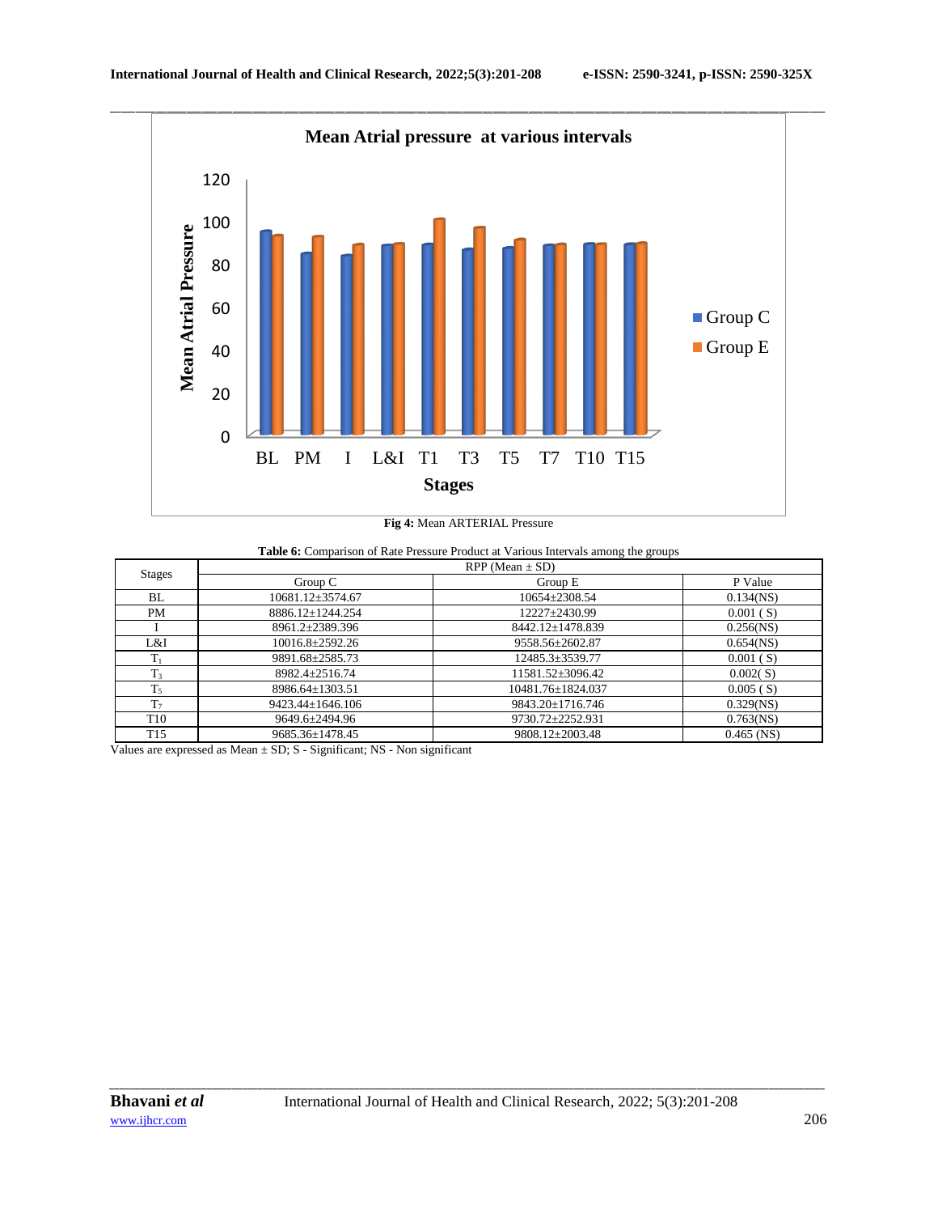**Fig 4:** Mean ARTERIAL Pressure

**Table 6:** Comparison of Rate Pressure Product at Various Intervals among the groups

| Stages | RPP (Mean ± SD) | | |
|---|---|---|---|
| | Group C | Group E | P Value |
| BL | 10681.12±3574.67 | 10654±2308.54 | 0.134(NS) |
| PM | 8886.12±1244.254 | 12227±2430.99 | 0.001 ( S) |
| I | 8961.2±2389.396 | 8442.12±1478.839 | 0.256(NS) |
| L&I | 10016.8±2592.26 | 9558.56±2602.87 | 0.654(NS) |
| $T_1$ | 9891.68±2585.73 | 12485.3±3539.77 | 0.001 ( S) |
| $T_3$ | 8982.4±2516.74 | 11581.52±3096.42 | 0.002( S) |
| $T_5$ | 8986.64±1303.51 | 10481.76±1824.037 | 0.005 ( S) |
| $T_7$ | 9423.44±1646.106 | 9843.20±1716.746 | 0.329(NS) |
| T10 | 9649.6±2494.96 | 9730.72±2252.931 | 0.763(NS) |
| T15 | 9685.36±1478.45 | 9808.12±2003.48 | 0.465 (NS) |

Values are expressed as Mean ± SD; S - Significant; NS - Non significant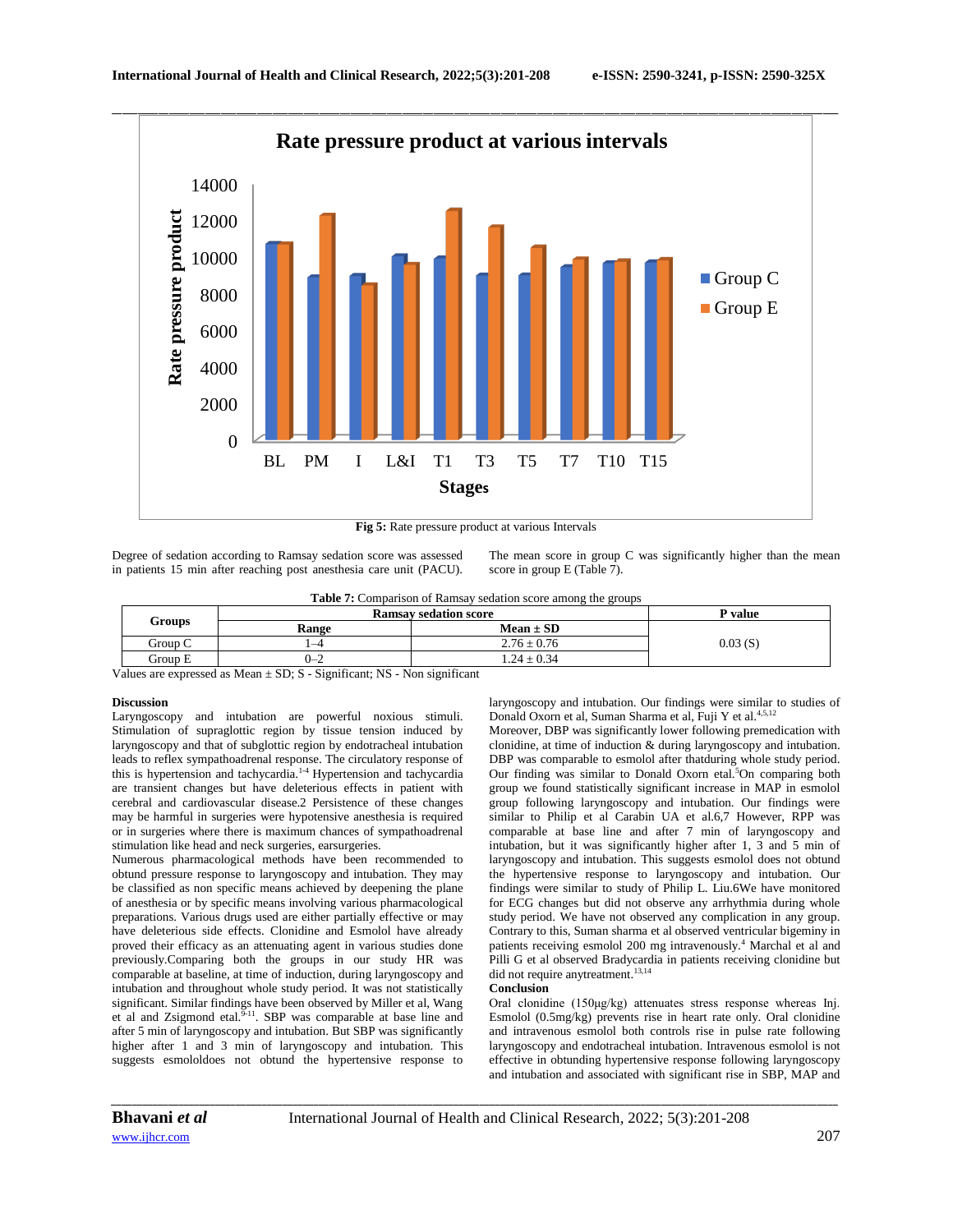Fig 5: Rate pressure product at various Intervals

Degree of sedation according to Ramsay sedation score was assessed in patients 15 min after reaching post anesthesia care unit (PACU). The mean score in group C was significantly higher than the mean score in group E (Table 7).

**Table 7:** Comparison of Ramsay sedation score among the groups

| Groups | Ramsay sedation score | | P value |
|---|---|---|---|
| | Range | Mean ± SD | |
| Group C | 1–4 | 2.76 ± 0.76 | 0.03 (S) |
| Group E | 0–2 | 1.24 ± 0.34 | |

Values are expressed as Mean ± SD; S - Significant; NS - Non significant

## Discussion

Laryngoscopy and intubation are powerful noxious stimuli. Stimulation of supraglottic region by tissue tension induced by laryngoscopy and that of subglottic region by endotracheal intubation leads to reflex sympathoadrenal response. The circulatory response of this is hypertension and tachycardia.[1-4] Hypertension and tachycardia are transient changes but have deleterious effects in patient with cerebral and cardiovascular disease.2 Persistence of these changes may be harmful in surgeries were hypotensive anesthesia is required or in surgeries where there is maximum chances of sympathoadrenal stimulation like head and neck surgeries, earsurgeries.

Numerous pharmacological methods have been recommended to obtund pressure response to laryngoscopy and intubation. They may be classified as non specific means achieved by deepening the plane of anesthesia or by specific means involving various pharmacological preparations. Various drugs used are either partially effective or may have deleterious side effects. Clonidine and Esmolol have already proved their efficacy as an attenuating agent in various studies done previously.Comparing both the groups in our study HR was comparable at baseline, at time of induction, during laryngoscopy and intubation and throughout whole study period. It was not statistically significant. Similar findings have been observed by Miller et al, Wang et al and Zsigmond etal.[9-11]. SBP was comparable at base line and after 5 min of laryngoscopy and intubation. But SBP was significantly higher after 1 and 3 min of laryngoscopy and intubation. This suggests esmololdoes not obtund the hypertensive response to laryngoscopy and intubation. Our findings were similar to studies of Donald Oxorn et al, Suman Sharma et al, Fuji Y et al.[4,5,12]

Moreover, DBP was significantly lower following premedication with clonidine, at time of induction & during laryngoscopy and intubation. DBP was comparable to esmolol after thatduring whole study period. Our finding was similar to Donald Oxorn etal.[5]On comparing both group we found statistically significant increase in MAP in esmolol group following laryngoscopy and intubation. Our findings were similar to Philip et al Carabin UA et al.6,7 However, RPP was comparable at base line and after 7 min of laryngoscopy and intubation, but it was significantly higher after 1, 3 and 5 min of laryngoscopy and intubation. This suggests esmolol does not obtund the hypertensive response to laryngoscopy and intubation. Our findings were similar to study of Philip L. Liu.6We have monitored for ECG changes but did not observe any arrhythmia during whole study period. We have not observed any complication in any group. Contrary to this, Suman sharma et al observed ventricular bigeminy in patients receiving esmolol 200 mg intravenously.[4] Marchal et al and Pilli G et al observed Bradycardia in patients receiving clonidine but did not require anytreatment.[13,14]

## Conclusion

Oral clonidine (150µg/kg) attenuates stress response whereas Inj. Esmolol (0.5mg/kg) prevents rise in heart rate only. Oral clonidine and intravenous esmolol both controls rise in pulse rate following laryngoscopy and endotracheal intubation. Intravenous esmolol is not effective in obtunding hypertensive response following laryngoscopy and intubation and associated with significant rise in SBP, MAP and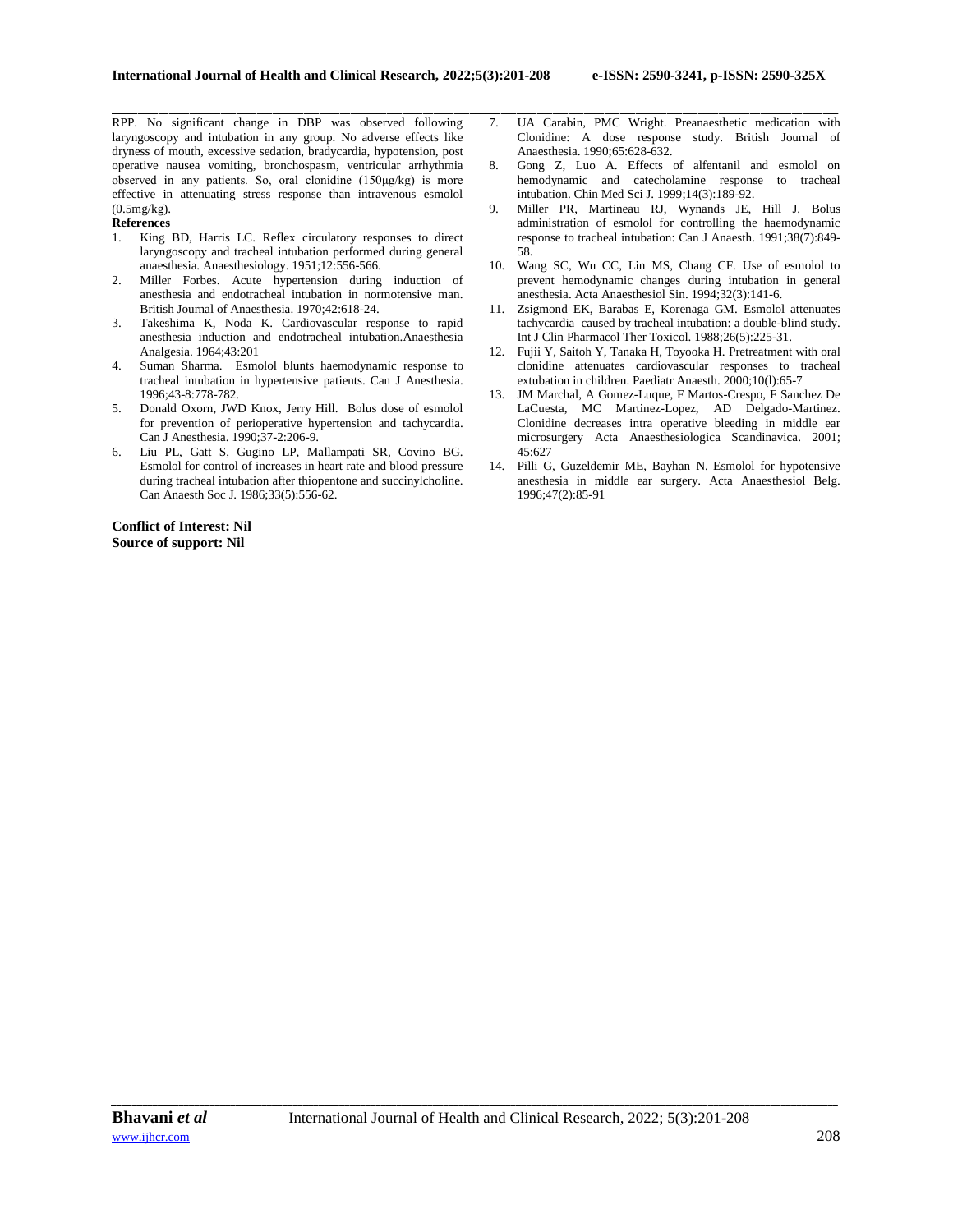RPP. No significant change in DBP was observed following laryngoscopy and intubation in any group. No adverse effects like dryness of mouth, excessive sedation, bradycardia, hypotension, post operative nausea vomiting, bronchospasm, ventricular arrhythmia observed in any patients. So, oral clonidine (150µg/kg) is more effective in attenuating stress response than intravenous esmolol (0.5mg/kg).

**References**

1. King BD, Harris LC. Reflex circulatory responses to direct laryngoscopy and tracheal intubation performed during general anaesthesia. Anaesthesiology. 1951;12:556-566.
2. Miller Forbes. Acute hypertension during induction of anesthesia and endotracheal intubation in normotensive man. British Journal of Anaesthesia. 1970;42:618-24.
3. Takeshima K, Noda K. Cardiovascular response to rapid anesthesia induction and endotracheal intubation.Anaesthesia Analgesia. 1964;43:201
4. Suman Sharma. Esmolol blunts haemodynamic response to tracheal intubation in hypertensive patients. Can J Anesthesia. 1996;43-8:778-782.
5. Donald Oxorn, JWD Knox, Jerry Hill. Bolus dose of esmolol for prevention of perioperative hypertension and tachycardia. Can J Anesthesia. 1990;37-2:206-9.
6. Liu PL, Gatt S, Gugino LP, Mallampati SR, Covino BG. Esmolol for control of increases in heart rate and blood pressure during tracheal intubation after thiopentone and succinylcholine. Can Anaesth Soc J. 1986;33(5):556-62.
7. UA Carabin, PMC Wright. Preanaesthetic medication with Clonidine: A dose response study. British Journal of Anaesthesia. 1990;65:628-632.
8. Gong Z, Luo A. Effects of alfentanil and esmolol on hemodynamic and catecholamine response to tracheal intubation. Chin Med Sci J. 1999;14(3):189-92.
9. Miller PR, Martineau RJ, Wynands JE, Hill J. Bolus administration of esmolol for controlling the haemodynamic response to tracheal intubation: Can J Anaesth. 1991;38(7):849-58.
10. Wang SC, Wu CC, Lin MS, Chang CF. Use of esmolol to prevent hemodynamic changes during intubation in general anesthesia. Acta Anaesthesiol Sin. 1994;32(3):141-6.
11. Zsigmond EK, Barabas E, Korenaga GM. Esmolol attenuates tachycardia caused by tracheal intubation: a double-blind study. Int J Clin Pharmacol Ther Toxicol. 1988;26(5):225-31.
12. Fujii Y, Saitoh Y, Tanaka H, Toyooka H. Pretreatment with oral clonidine attenuates cardiovascular responses to tracheal extubation in children. Paediatr Anaesth. 2000;10(l):65-7
13. JM Marchal, A Gomez-Luque, F Martos-Crespo, F Sanchez De LaCuesta, MC Martinez-Lopez, AD Delgado-Martinez. Clonidine decreases intra operative bleeding in middle ear microsurgery Acta Anaesthesiologica Scandinavica. 2001; 45:627
14. Pilli G, Guzeldemir ME, Bayhan N. Esmolol for hypotensive anesthesia in middle ear surgery. Acta Anaesthesiol Belg. 1996;47(2):85-91

**Conflict of Interest: Nil**
**Source of support: Nil**